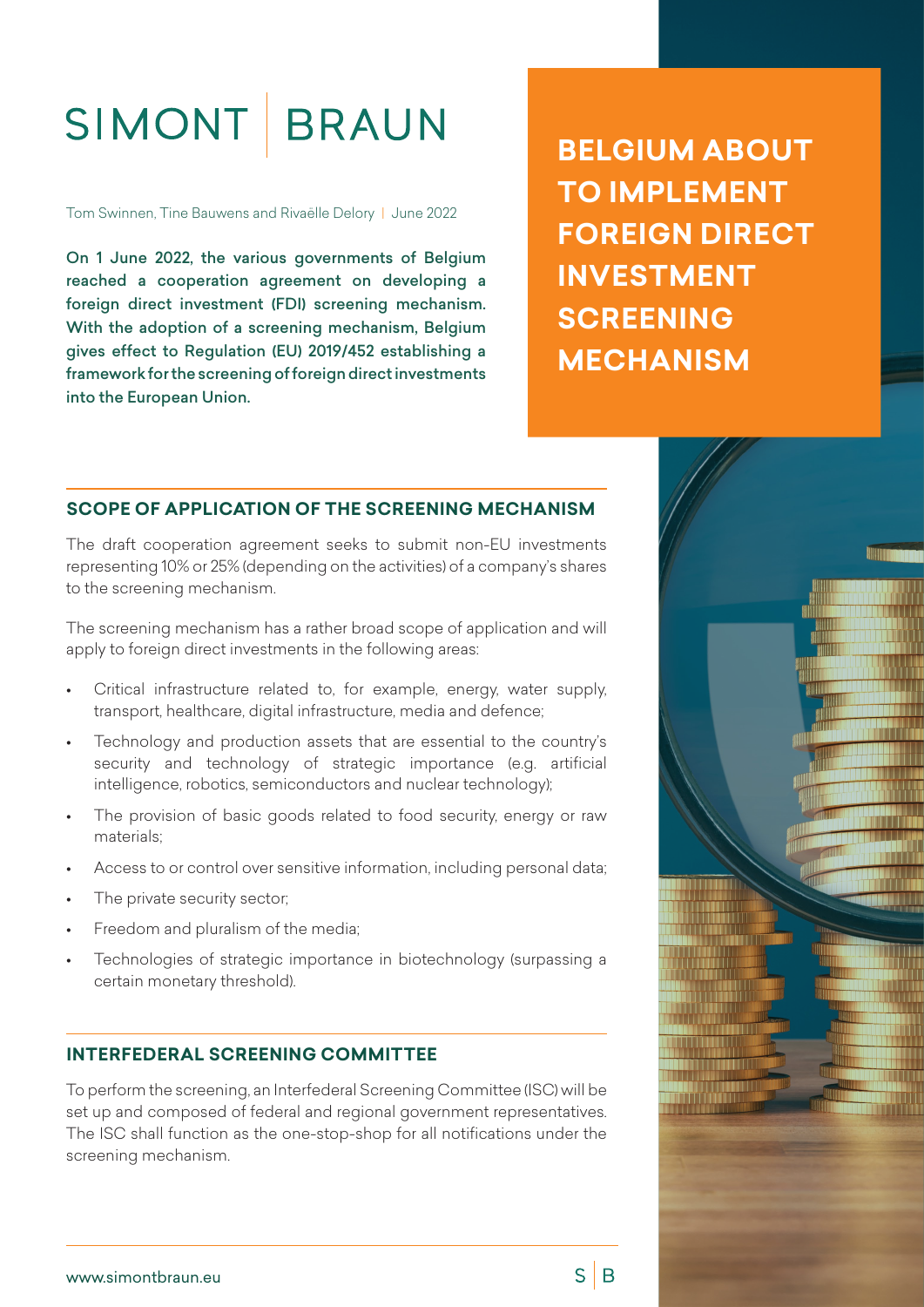SIMONT | BRAUN

# BELGIUM ABOUT TO IMPLEMENT FOREIGN DIRECT INVESTMENT SCREENING MECHANISM

Tom Swinnen, Tine Bauwens and Rivaëlle Delory | June 2022

**On 1 June 2022, the various governments of Belgium reached a cooperation agreement on developing a foreign direct investment (FDI) screening mechanism. With the adoption of a screening mechanism, Belgium gives effect to Regulation (EU) 2019/452 establishing a framework for the screening of foreign direct investments into the European Union.**

## SCOPE OF APPLICATION OF THE SCREENING MECHANISM

The draft cooperation agreement seeks to submit non-EU investments representing 10% or 25% (depending on the activities) of a company's shares to the screening mechanism.

The screening mechanism has a rather broad scope of application and will apply to foreign direct investments in the following areas:

- Critical infrastructure related to, for example, energy, water supply, transport, healthcare, digital infrastructure, media and defence;
- Technology and production assets that are essential to the country's security and technology of strategic importance (e.g. artificial intelligence, robotics, semiconductors and nuclear technology);
- The provision of basic goods related to food security, energy or raw materials;
- Access to or control over sensitive information, including personal data;
- The private security sector;
- Freedom and pluralism of the media;
- Technologies of strategic importance in biotechnology (surpassing a certain monetary threshold).

## INTERFEDERAL SCREENING COMMITTEE

To perform the screening, an Interfederal Screening Committee (ISC) will be set up and composed of federal and regional government representatives. The ISC shall function as the one-stop-shop for all notifications under the screening mechanism.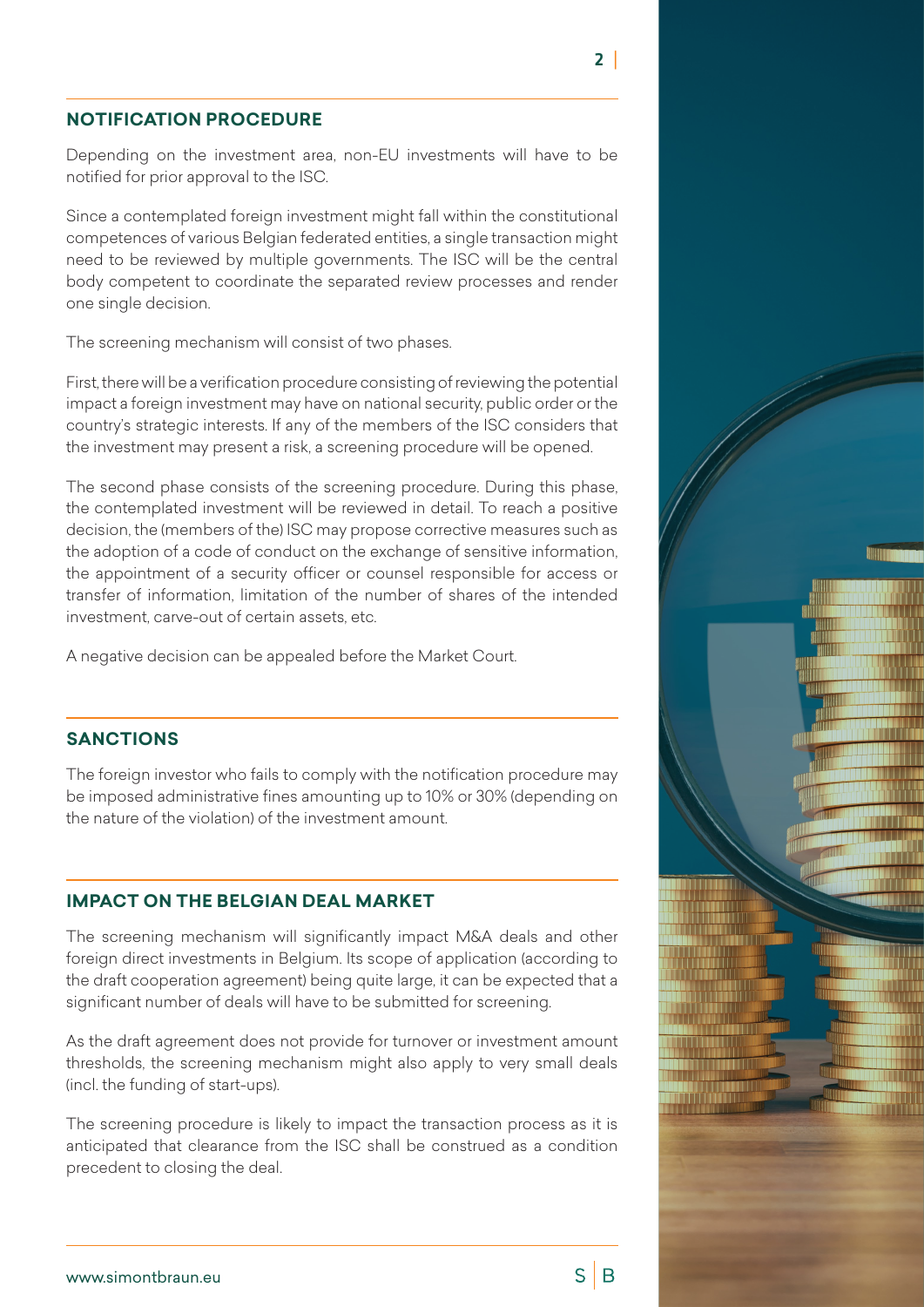## NOTIFICATION PROCEDURE

Depending on the investment area, non-EU investments will have to be notified for prior approval to the ISC.

Since a contemplated foreign investment might fall within the constitutional competences of various Belgian federated entities, a single transaction might need to be reviewed by multiple governments. The ISC will be the central body competent to coordinate the separated review processes and render one single decision.

The screening mechanism will consist of two phases.

First, there will be a verification procedure consisting of reviewing the potential impact a foreign investment may have on national security, public order or the country's strategic interests. If any of the members of the ISC considers that the investment may present a risk, a screening procedure will be opened.

The second phase consists of the screening procedure. During this phase, the contemplated investment will be reviewed in detail. To reach a positive decision, the (members of the) ISC may propose corrective measures such as the adoption of a code of conduct on the exchange of sensitive information, the appointment of a security officer or counsel responsible for access or transfer of information, limitation of the number of shares of the intended investment, carve-out of certain assets, etc.

A negative decision can be appealed before the Market Court.

## SANCTIONS

The foreign investor who fails to comply with the notification procedure may be imposed administrative fines amounting up to 10% or 30% (depending on the nature of the violation) of the investment amount.

## IMPACT ON THE BELGIAN DEAL MARKET

The screening mechanism will significantly impact M&A deals and other foreign direct investments in Belgium. Its scope of application (according to the draft cooperation agreement) being quite large, it can be expected that a significant number of deals will have to be submitted for screening.

As the draft agreement does not provide for turnover or investment amount thresholds, the screening mechanism might also apply to very small deals (incl. the funding of start-ups).

The screening procedure is likely to impact the transaction process as it is anticipated that clearance from the ISC shall be construed as a condition precedent to closing the deal.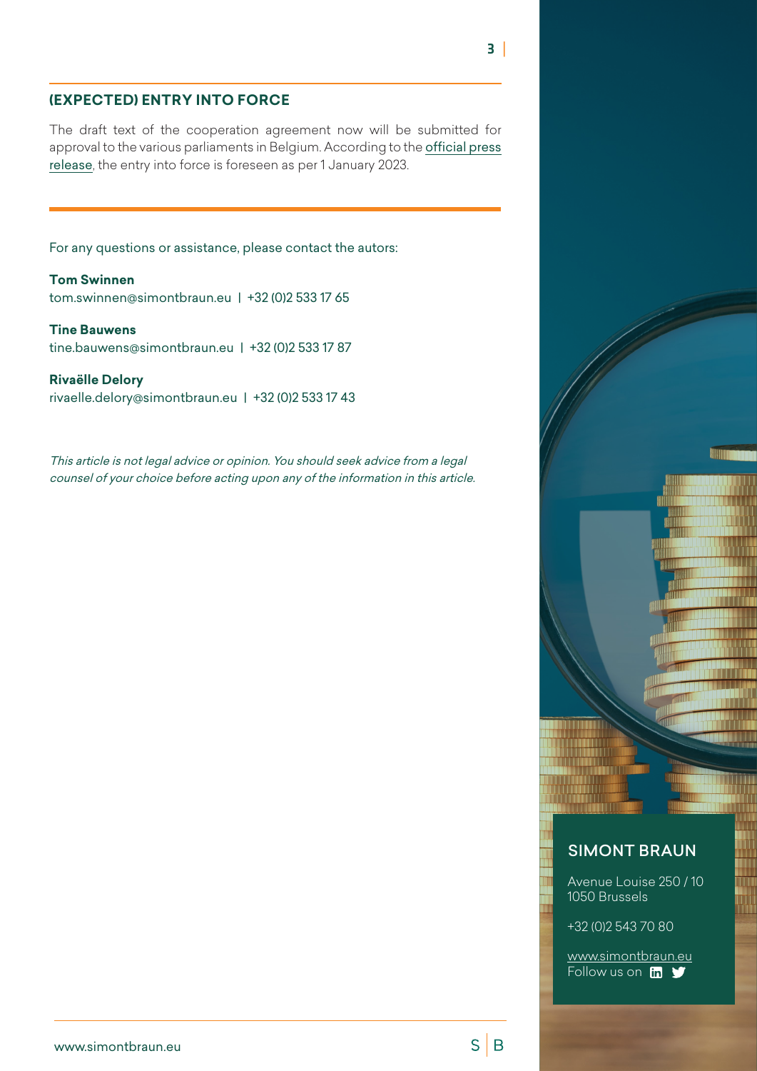## (EXPECTED) ENTRY INTO FORCE

The draft text of the cooperation agreement now will be submitted for approval to the various parliaments in Belgium. According to the official press release, the entry into force is foreseen as per 1 January 2023.

For any questions or assistance, please contact the autors:

**Tom Swinnen**
tom.swinnen@simontbraun.eu | +32 (0)2 533 17 65

**Tine Bauwens**
tine.bauwens@simontbraun.eu | +32 (0)2 533 17 87

**Rivaëlle Delory**
rivaelle.delory@simontbraun.eu | +32 (0)2 533 17 43

*This article is not legal advice or opinion. You should seek advice from a legal counsel of your choice before acting upon any of the information in this article.*

**SIMONT BRAUN**

Avenue Louise 250 / 10
1050 Brussels

+32 (0)2 543 70 80

www.simontbraun.eu
Follow us on